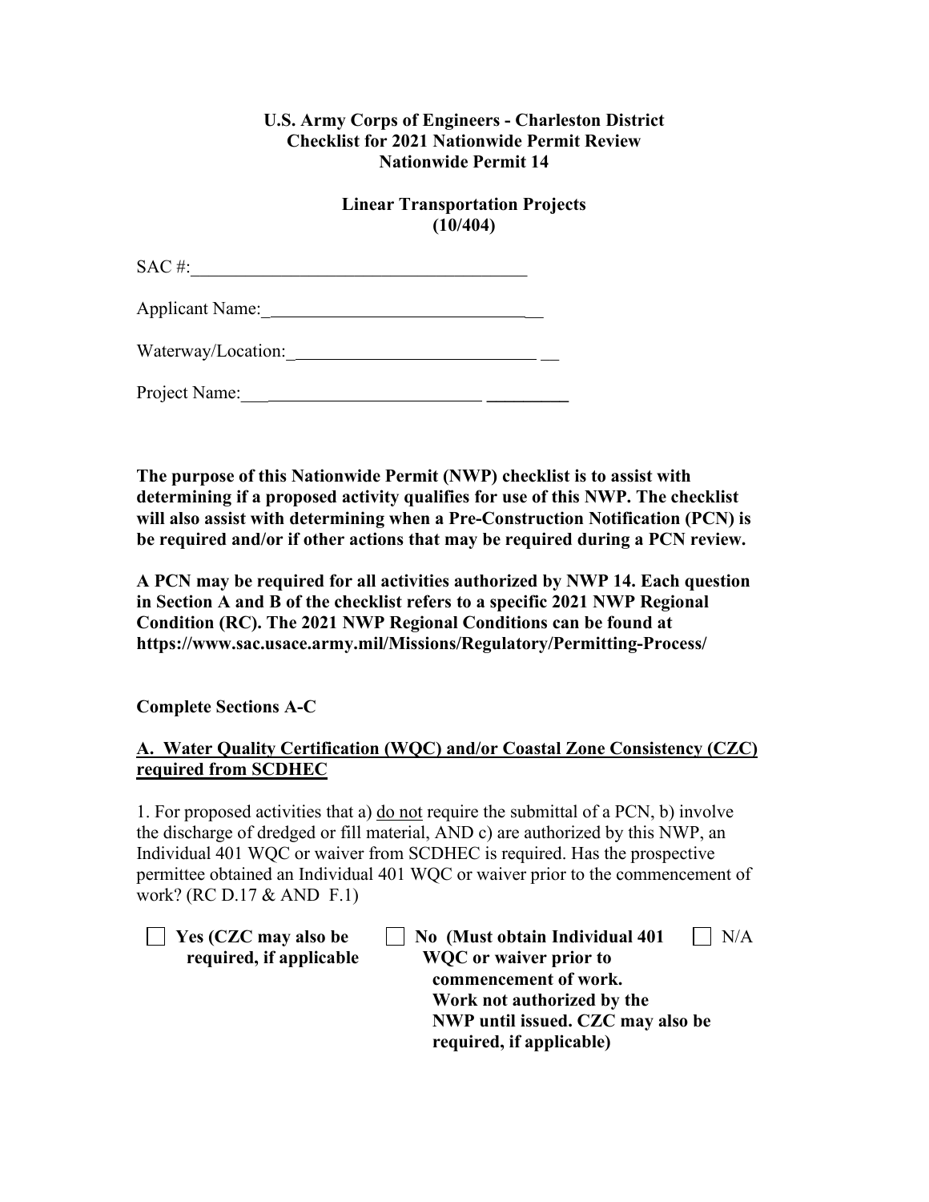**U.S. Army Corps of Engineers - Charleston District**
**Checklist for 2021 Nationwide Permit Review**
**Nationwide Permit 14**

**Linear Transportation Projects**
**(10/404)**

SAC #:\_\_\_\_\_\_\_\_\_\_\_\_\_\_\_\_\_\_\_\_\_\_\_\_\_\_\_\_\_\_\_\_\_\_\_\_\_\_

Applicant Name:\_\_\_\_\_\_\_\_\_\_\_\_\_\_\_\_\_\_\_\_\_\_\_\_\_\_\_\_\_\_\_\_

Waterway/Location:\_\_\_\_\_\_\_\_\_\_\_\_\_\_\_\_\_\_\_\_\_\_\_\_\_\_\_\_\_\_

Project Name:\_\_\_\_\_\_\_\_\_\_\_\_\_\_\_\_\_\_\_\_\_\_\_\_\_\_\_\_\_\_\_\_\_\_\_\_

**The purpose of this Nationwide Permit (NWP) checklist is to assist with determining if a proposed activity qualifies for use of this NWP. The checklist will also assist with determining when a Pre-Construction Notification (PCN) is be required and/or if other actions that may be required during a PCN review.**

**A PCN may be required for all activities authorized by NWP 14. Each question in Section A and B of the checklist refers to a specific 2021 NWP Regional Condition (RC). The 2021 NWP Regional Conditions can be found at https://www.sac.usace.army.mil/Missions/Regulatory/Permitting-Process/**

**Complete Sections A-C**

## A. Water Quality Certification (WQC) and/or Coastal Zone Consistency (CZC) required from SCDHEC

1. For proposed activities that a) do not require the submittal of a PCN, b) involve the discharge of dredged or fill material, AND c) are authorized by this NWP, an Individual 401 WQC or waiver from SCDHEC is required. Has the prospective permittee obtained an Individual 401 WQC or waiver prior to the commencement of work? (RC D.17 & AND F.1)

☐ **Yes (CZC may also be required, if applicable**

☐ **No (Must obtain Individual 401 WQC or waiver prior to commencement of work. Work not authorized by the NWP until issued. CZC may also be required, if applicable)**

☐ N/A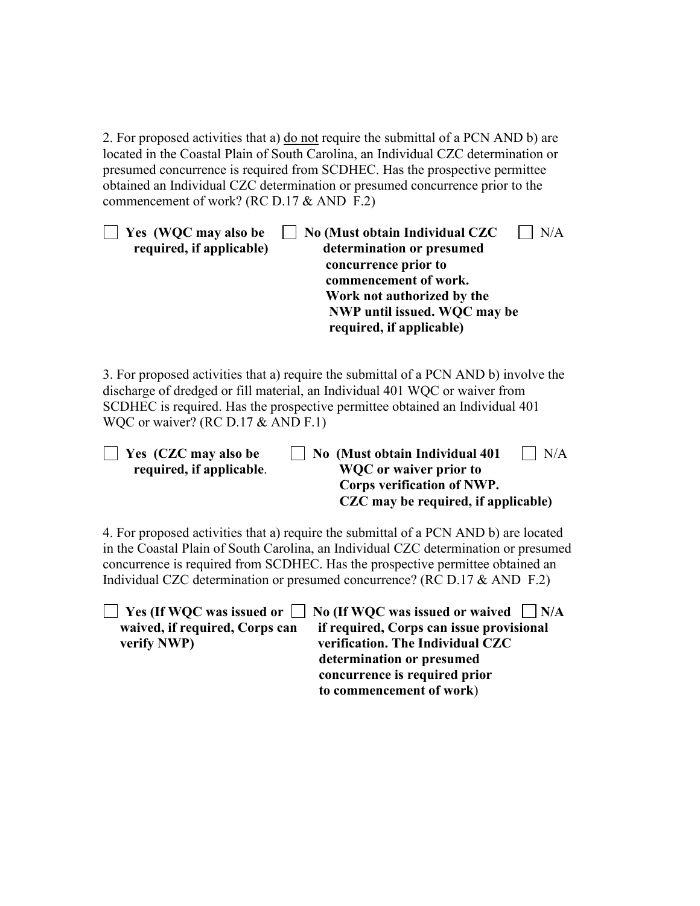2. For proposed activities that a) do not require the submittal of a PCN AND b) are located in the Coastal Plain of South Carolina, an Individual CZC determination or presumed concurrence is required from SCDHEC. Has the prospective permittee obtained an Individual CZC determination or presumed concurrence prior to the commencement of work? (RC D.17 & AND F.2)

☐ **Yes (WQC may also be required, if applicable)**

☐ **No (Must obtain Individual CZC determination or presumed concurrence prior to commencement of work. Work not authorized by the NWP until issued. WQC may be required, if applicable)**

☐ N/A

3. For proposed activities that a) require the submittal of a PCN AND b) involve the discharge of dredged or fill material, an Individual 401 WQC or waiver from SCDHEC is required. Has the prospective permittee obtained an Individual 401 WQC or waiver? (RC D.17 & AND F.1)

☐ **Yes (CZC may also be required, if applicable**.

☐ **No (Must obtain Individual 401 WQC or waiver prior to Corps verification of NWP. CZC may be required, if applicable)**

☐ N/A

4. For proposed activities that a) require the submittal of a PCN AND b) are located in the Coastal Plain of South Carolina, an Individual CZC determination or presumed concurrence is required from SCDHEC. Has the prospective permittee obtained an Individual CZC determination or presumed concurrence? (RC D.17 & AND F.2)

☐ **Yes (If WQC was issued or waived, if required, Corps can verify NWP)**

☐ **No (If WQC was issued or waived if required, Corps can issue provisional verification. The Individual CZC determination or presumed concurrence is required prior to commencement of work**)

☐ **N/A**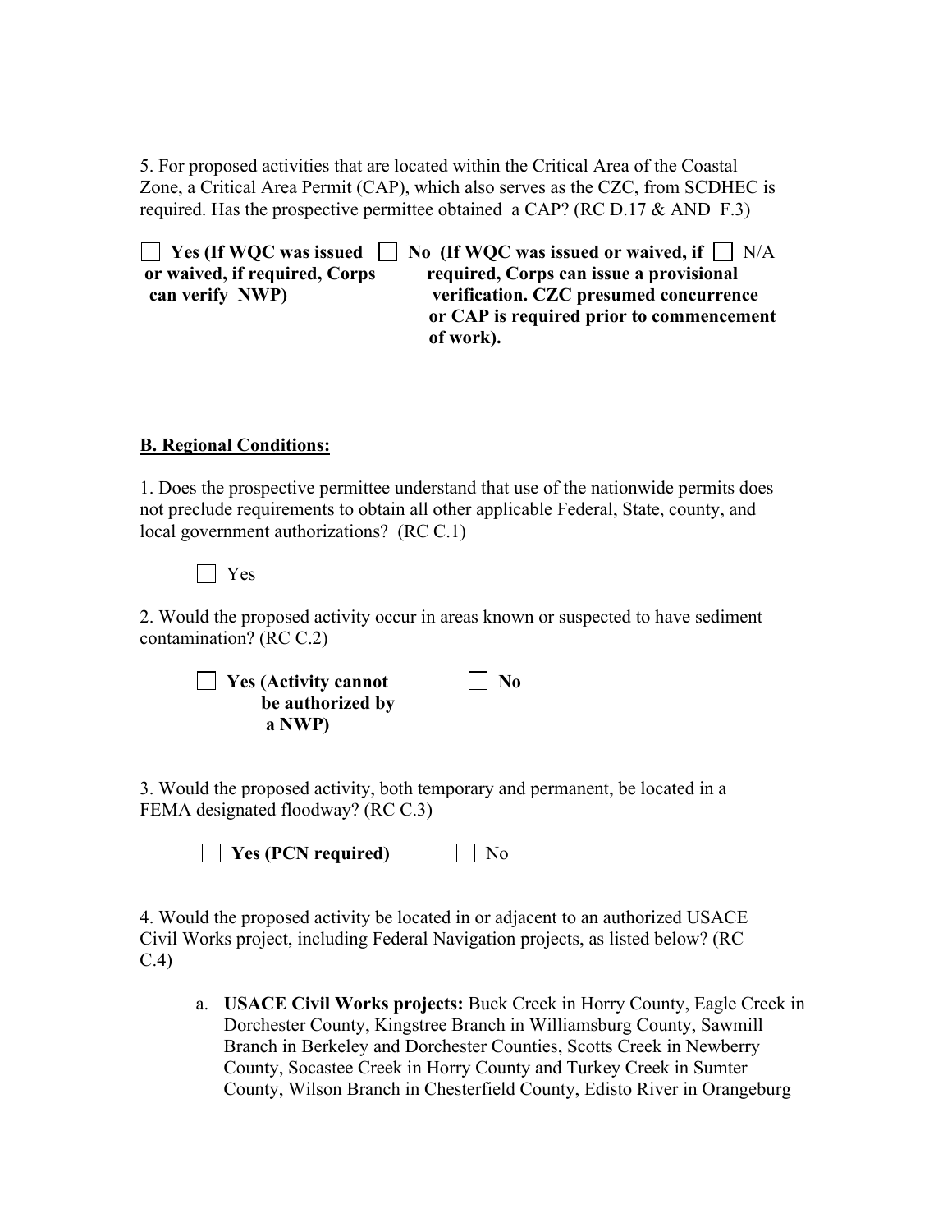5. For proposed activities that are located within the Critical Area of the Coastal Zone, a Critical Area Permit (CAP), which also serves as the CZC, from SCDHEC is required. Has the prospective permittee obtained a CAP? (RC D.17 & AND F.3)

☐ **Yes (If WQC was issued or waived, if required, Corps can verify NWP)**

☐ **No (If WQC was issued or waived, if required, Corps can issue a provisional verification. CZC presumed concurrence or CAP is required prior to commencement of work).**

☐ N/A

**B. Regional Conditions:**

1. Does the prospective permittee understand that use of the nationwide permits does not preclude requirements to obtain all other applicable Federal, State, county, and local government authorizations? (RC C.1)

☐ Yes

2. Would the proposed activity occur in areas known or suspected to have sediment contamination? (RC C.2)

☐ **Yes (Activity cannot be authorized by a NWP)**

☐ **No**

3. Would the proposed activity, both temporary and permanent, be located in a FEMA designated floodway? (RC C.3)

☐ **Yes (PCN required)**

☐ No

4. Would the proposed activity be located in or adjacent to an authorized USACE Civil Works project, including Federal Navigation projects, as listed below? (RC C.4)

a. **USACE Civil Works projects:** Buck Creek in Horry County, Eagle Creek in Dorchester County, Kingstree Branch in Williamsburg County, Sawmill Branch in Berkeley and Dorchester Counties, Scotts Creek in Newberry County, Socastee Creek in Horry County and Turkey Creek in Sumter County, Wilson Branch in Chesterfield County, Edisto River in Orangeburg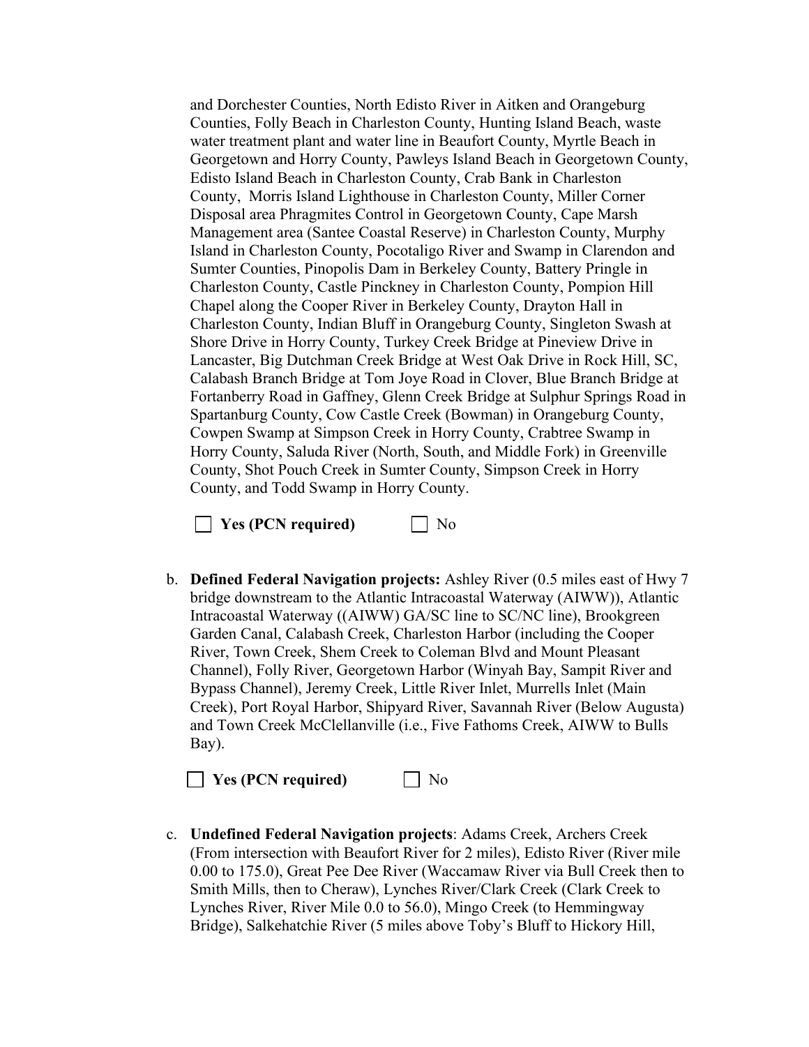and Dorchester Counties, North Edisto River in Aitken and Orangeburg Counties, Folly Beach in Charleston County, Hunting Island Beach, waste water treatment plant and water line in Beaufort County, Myrtle Beach in Georgetown and Horry County, Pawleys Island Beach in Georgetown County, Edisto Island Beach in Charleston County, Crab Bank in Charleston County, Morris Island Lighthouse in Charleston County, Miller Corner Disposal area Phragmites Control in Georgetown County, Cape Marsh Management area (Santee Coastal Reserve) in Charleston County, Murphy Island in Charleston County, Pocotaligo River and Swamp in Clarendon and Sumter Counties, Pinopolis Dam in Berkeley County, Battery Pringle in Charleston County, Castle Pinckney in Charleston County, Pompion Hill Chapel along the Cooper River in Berkeley County, Drayton Hall in Charleston County, Indian Bluff in Orangeburg County, Singleton Swash at Shore Drive in Horry County, Turkey Creek Bridge at Pineview Drive in Lancaster, Big Dutchman Creek Bridge at West Oak Drive in Rock Hill, SC, Calabash Branch Bridge at Tom Joye Road in Clover, Blue Branch Bridge at Fortanberry Road in Gaffney, Glenn Creek Bridge at Sulphur Springs Road in Spartanburg County, Cow Castle Creek (Bowman) in Orangeburg County, Cowpen Swamp at Simpson Creek in Horry County, Crabtree Swamp in Horry County, Saluda River (North, South, and Middle Fork) in Greenville County, Shot Pouch Creek in Sumter County, Simpson Creek in Horry County, and Todd Swamp in Horry County.

☐ **Yes (PCN required)** ☐ No

b. **Defined Federal Navigation projects:** Ashley River (0.5 miles east of Hwy 7 bridge downstream to the Atlantic Intracoastal Waterway (AIWW)), Atlantic Intracoastal Waterway ((AIWW) GA/SC line to SC/NC line), Brookgreen Garden Canal, Calabash Creek, Charleston Harbor (including the Cooper River, Town Creek, Shem Creek to Coleman Blvd and Mount Pleasant Channel), Folly River, Georgetown Harbor (Winyah Bay, Sampit River and Bypass Channel), Jeremy Creek, Little River Inlet, Murrells Inlet (Main Creek), Port Royal Harbor, Shipyard River, Savannah River (Below Augusta) and Town Creek McClellanville (i.e., Five Fathoms Creek, AIWW to Bulls Bay).

☐ **Yes (PCN required)** ☐ No

c. **Undefined Federal Navigation projects**: Adams Creek, Archers Creek (From intersection with Beaufort River for 2 miles), Edisto River (River mile 0.00 to 175.0), Great Pee Dee River (Waccamaw River via Bull Creek then to Smith Mills, then to Cheraw), Lynches River/Clark Creek (Clark Creek to Lynches River, River Mile 0.0 to 56.0), Mingo Creek (to Hemmingway Bridge), Salkehatchie River (5 miles above Toby's Bluff to Hickory Hill,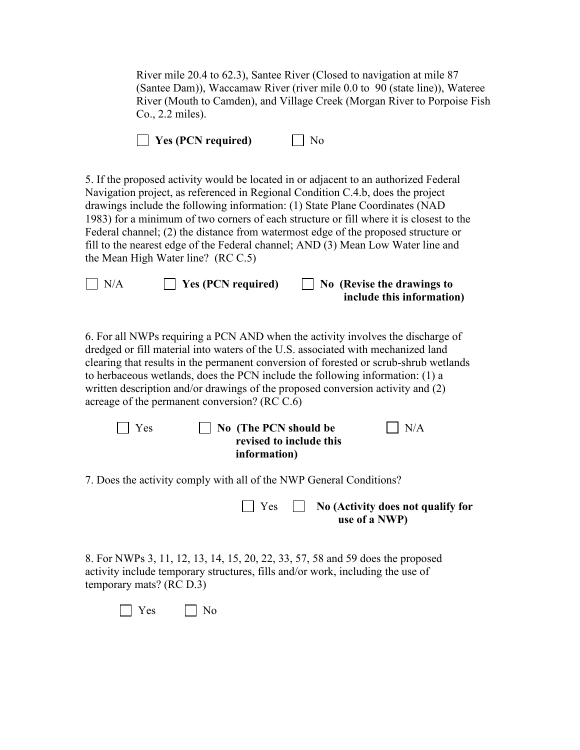River mile 20.4 to 62.3), Santee River (Closed to navigation at mile 87 (Santee Dam)), Waccamaw River (river mile 0.0 to 90 (state line)), Wateree River (Mouth to Camden), and Village Creek (Morgan River to Porpoise Fish Co., 2.2 miles).

☐ **Yes (PCN required)** ☐ No

5. If the proposed activity would be located in or adjacent to an authorized Federal Navigation project, as referenced in Regional Condition C.4.b, does the project drawings include the following information: (1) State Plane Coordinates (NAD 1983) for a minimum of two corners of each structure or fill where it is closest to the Federal channel; (2) the distance from watermost edge of the proposed structure or fill to the nearest edge of the Federal channel; AND (3) Mean Low Water line and the Mean High Water line? (RC C.5)

☐ N/A ☐ **Yes (PCN required)** ☐ **No (Revise the drawings to include this information)**

6. For all NWPs requiring a PCN AND when the activity involves the discharge of dredged or fill material into waters of the U.S. associated with mechanized land clearing that results in the permanent conversion of forested or scrub-shrub wetlands to herbaceous wetlands, does the PCN include the following information: (1) a written description and/or drawings of the proposed conversion activity and (2) acreage of the permanent conversion? (RC C.6)

☐ Yes ☐ **No (The PCN should be revised to include this information)** ☐ N/A

7. Does the activity comply with all of the NWP General Conditions?

☐ Yes ☐ **No (Activity does not qualify for use of a NWP)**

8. For NWPs 3, 11, 12, 13, 14, 15, 20, 22, 33, 57, 58 and 59 does the proposed activity include temporary structures, fills and/or work, including the use of temporary mats? (RC D.3)

☐ Yes ☐ No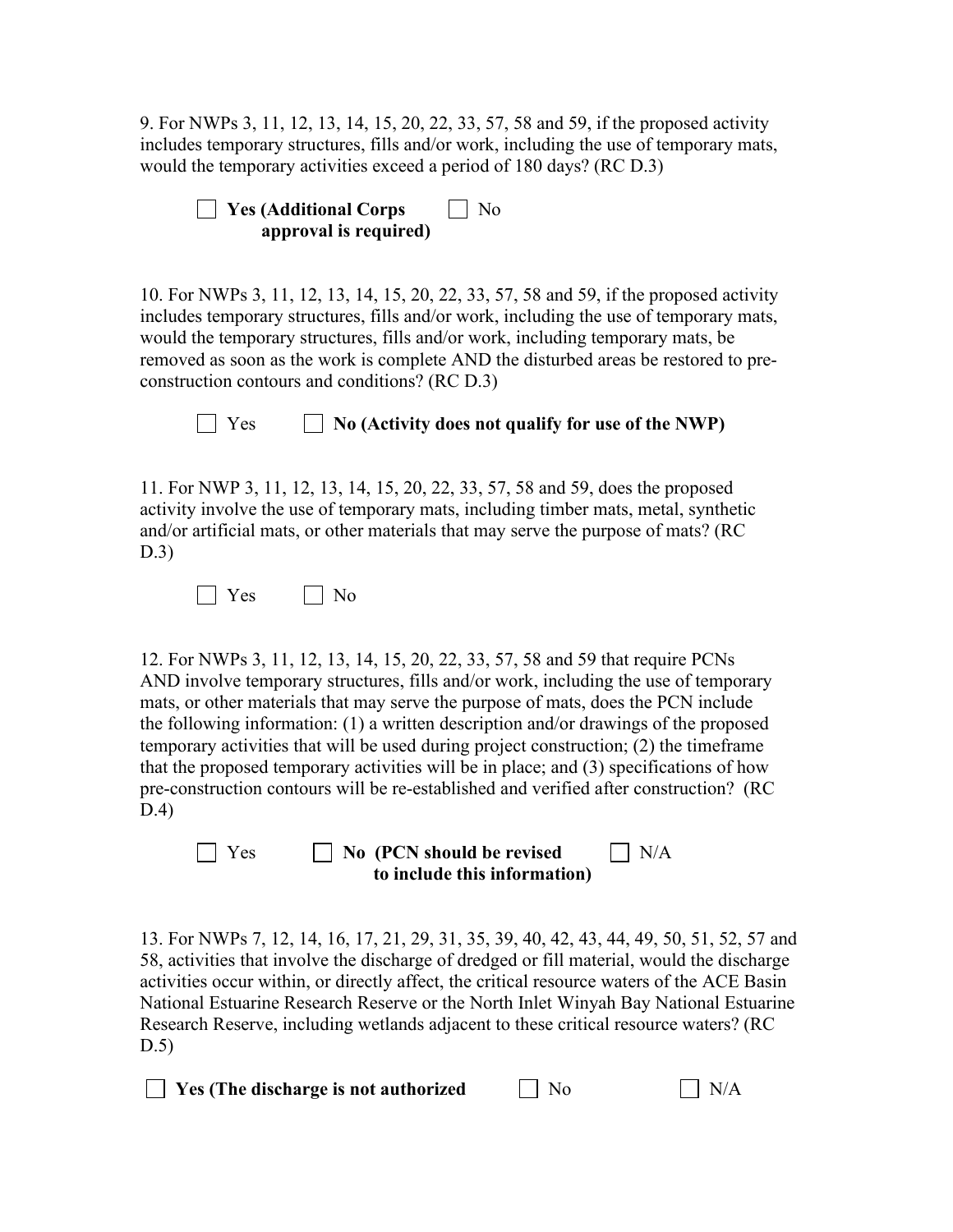9. For NWPs 3, 11, 12, 13, 14, 15, 20, 22, 33, 57, 58 and 59, if the proposed activity includes temporary structures, fills and/or work, including the use of temporary mats, would the temporary activities exceed a period of 180 days? (RC D.3)

☐ **Yes (Additional Corps approval is required)**  ☐ No

10. For NWPs 3, 11, 12, 13, 14, 15, 20, 22, 33, 57, 58 and 59, if the proposed activity includes temporary structures, fills and/or work, including the use of temporary mats, would the temporary structures, fills and/or work, including temporary mats, be removed as soon as the work is complete AND the disturbed areas be restored to pre-construction contours and conditions? (RC D.3)

☐ Yes  ☐ **No (Activity does not qualify for use of the NWP)**

11. For NWP 3, 11, 12, 13, 14, 15, 20, 22, 33, 57, 58 and 59, does the proposed activity involve the use of temporary mats, including timber mats, metal, synthetic and/or artificial mats, or other materials that may serve the purpose of mats? (RC D.3)

☐ Yes  ☐ No

12. For NWPs 3, 11, 12, 13, 14, 15, 20, 22, 33, 57, 58 and 59 that require PCNs AND involve temporary structures, fills and/or work, including the use of temporary mats, or other materials that may serve the purpose of mats, does the PCN include the following information: (1) a written description and/or drawings of the proposed temporary activities that will be used during project construction; (2) the timeframe that the proposed temporary activities will be in place; and (3) specifications of how pre-construction contours will be re-established and verified after construction? (RC D.4)

☐ Yes  ☐ **No (PCN should be revised to include this information)**  ☐ N/A

13. For NWPs 7, 12, 14, 16, 17, 21, 29, 31, 35, 39, 40, 42, 43, 44, 49, 50, 51, 52, 57 and 58, activities that involve the discharge of dredged or fill material, would the discharge activities occur within, or directly affect, the critical resource waters of the ACE Basin National Estuarine Research Reserve or the North Inlet Winyah Bay National Estuarine Research Reserve, including wetlands adjacent to these critical resource waters? (RC D.5)

☐ **Yes (The discharge is not authorized**  ☐ No  ☐ N/A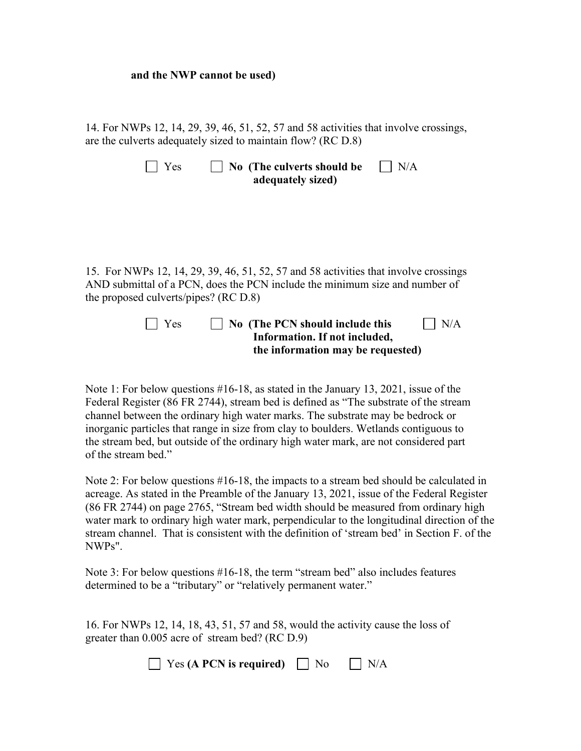**and the NWP cannot be used)**

14. For NWPs 12, 14, 29, 39, 46, 51, 52, 57 and 58 activities that involve crossings, are the culverts adequately sized to maintain flow? (RC D.8)

☐ Yes ☐ **No (The culverts should be adequately sized)** ☐ N/A

15. For NWPs 12, 14, 29, 39, 46, 51, 52, 57 and 58 activities that involve crossings AND submittal of a PCN, does the PCN include the minimum size and number of the proposed culverts/pipes? (RC D.8)

☐ Yes ☐ **No (The PCN should include this Information. If not included, the information may be requested)** ☐ N/A

Note 1: For below questions #16-18, as stated in the January 13, 2021, issue of the Federal Register (86 FR 2744), stream bed is defined as "The substrate of the stream channel between the ordinary high water marks. The substrate may be bedrock or inorganic particles that range in size from clay to boulders. Wetlands contiguous to the stream bed, but outside of the ordinary high water mark, are not considered part of the stream bed."

Note 2: For below questions #16-18, the impacts to a stream bed should be calculated in acreage. As stated in the Preamble of the January 13, 2021, issue of the Federal Register (86 FR 2744) on page 2765, "Stream bed width should be measured from ordinary high water mark to ordinary high water mark, perpendicular to the longitudinal direction of the stream channel. That is consistent with the definition of 'stream bed' in Section F. of the NWPs".

Note 3: For below questions #16-18, the term "stream bed" also includes features determined to be a "tributary" or "relatively permanent water."

16. For NWPs 12, 14, 18, 43, 51, 57 and 58, would the activity cause the loss of greater than 0.005 acre of stream bed? (RC D.9)

☐ Yes **(A PCN is required)** ☐ No ☐ N/A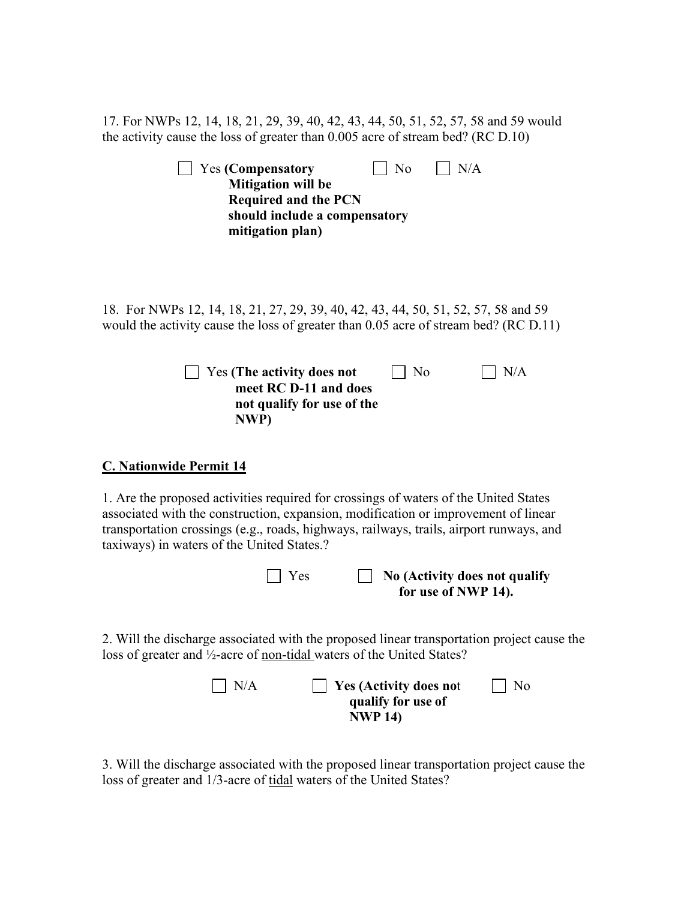17. For NWPs 12, 14, 18, 21, 29, 39, 40, 42, 43, 44, 50, 51, 52, 57, 58 and 59 would the activity cause the loss of greater than 0.005 acre of stream bed? (RC D.10)

☐ Yes **(Compensatory Mitigation will be Required and the PCN should include a compensatory mitigation plan)** ☐ No ☐ N/A

18. For NWPs 12, 14, 18, 21, 27, 29, 39, 40, 42, 43, 44, 50, 51, 52, 57, 58 and 59 would the activity cause the loss of greater than 0.05 acre of stream bed? (RC D.11)

☐ Yes **(The activity does not meet RC D-11 and does not qualify for use of the NWP)** ☐ No ☐ N/A

**C. Nationwide Permit 14**

1. Are the proposed activities required for crossings of waters of the United States associated with the construction, expansion, modification or improvement of linear transportation crossings (e.g., roads, highways, railways, trails, airport runways, and taxiways) in waters of the United States.?

☐ Yes ☐ **No (Activity does not qualify for use of NWP 14).**

2. Will the discharge associated with the proposed linear transportation project cause the loss of greater and ½-acre of non-tidal waters of the United States?

☐ N/A ☐ **Yes (Activity does not qualify for use of NWP 14)** ☐ No

3. Will the discharge associated with the proposed linear transportation project cause the loss of greater and 1/3-acre of tidal waters of the United States?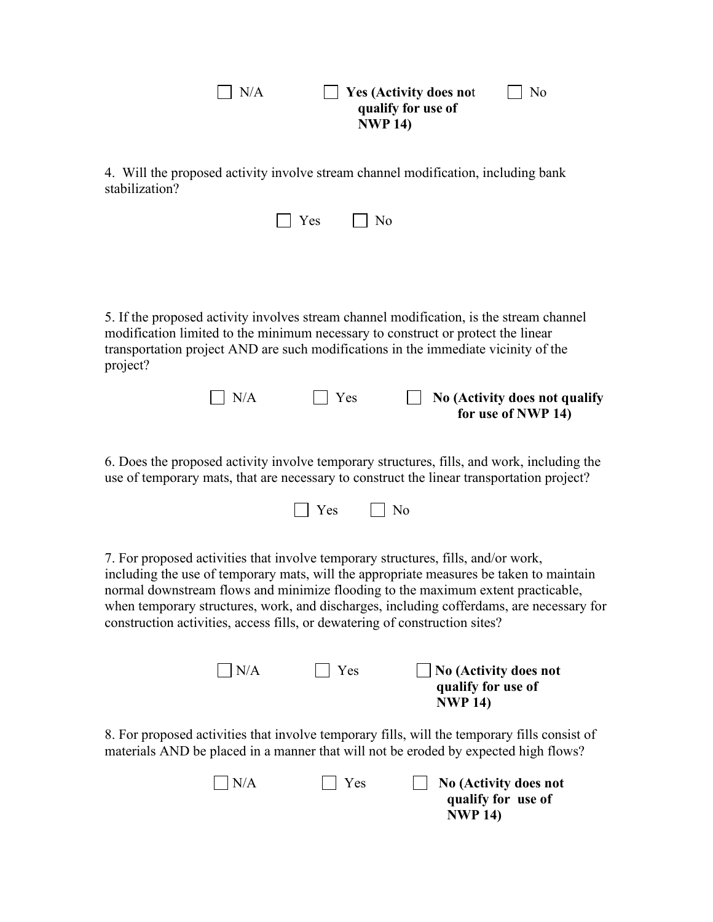☐ N/A ☐ **Yes (Activity does not qualify for use of NWP 14)** ☐ No

4. Will the proposed activity involve stream channel modification, including bank stabilization?

☐ Yes ☐ No

5. If the proposed activity involves stream channel modification, is the stream channel modification limited to the minimum necessary to construct or protect the linear transportation project AND are such modifications in the immediate vicinity of the project?

☐ N/A ☐ Yes ☐ **No (Activity does not qualify for use of NWP 14)**

6. Does the proposed activity involve temporary structures, fills, and work, including the use of temporary mats, that are necessary to construct the linear transportation project?

☐ Yes ☐ No

7. For proposed activities that involve temporary structures, fills, and/or work, including the use of temporary mats, will the appropriate measures be taken to maintain normal downstream flows and minimize flooding to the maximum extent practicable, when temporary structures, work, and discharges, including cofferdams, are necessary for construction activities, access fills, or dewatering of construction sites?

☐ N/A ☐ Yes ☐ **No (Activity does not qualify for use of NWP 14)**

8. For proposed activities that involve temporary fills, will the temporary fills consist of materials AND be placed in a manner that will not be eroded by expected high flows?

☐ N/A ☐ Yes ☐ **No (Activity does not qualify for use of NWP 14)**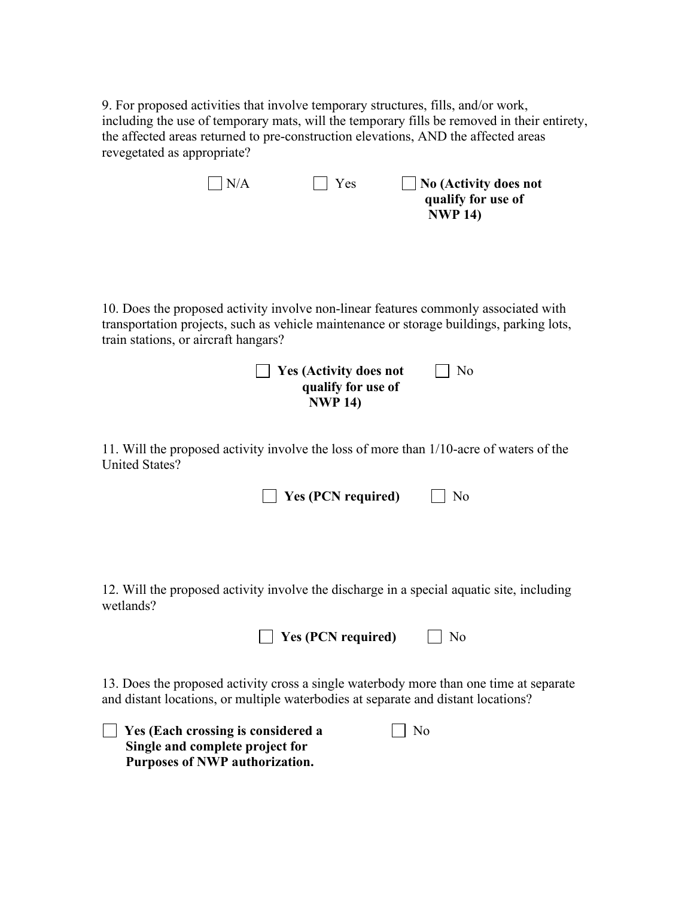9. For proposed activities that involve temporary structures, fills, and/or work, including the use of temporary mats, will the temporary fills be removed in their entirety, the affected areas returned to pre-construction elevations, AND the affected areas revegetated as appropriate?

☐ N/A ☐ Yes ☐ **No (Activity does not qualify for use of NWP 14)**

10. Does the proposed activity involve non-linear features commonly associated with transportation projects, such as vehicle maintenance or storage buildings, parking lots, train stations, or aircraft hangars?

☐ **Yes (Activity does not qualify for use of NWP 14)** ☐ No

11. Will the proposed activity involve the loss of more than 1/10-acre of waters of the United States?

☐ **Yes (PCN required)** ☐ No

12. Will the proposed activity involve the discharge in a special aquatic site, including wetlands?

☐ **Yes (PCN required)** ☐ No

13. Does the proposed activity cross a single waterbody more than one time at separate and distant locations, or multiple waterbodies at separate and distant locations?

☐ **Yes (Each crossing is considered a Single and complete project for Purposes of NWP authorization.** ☐ No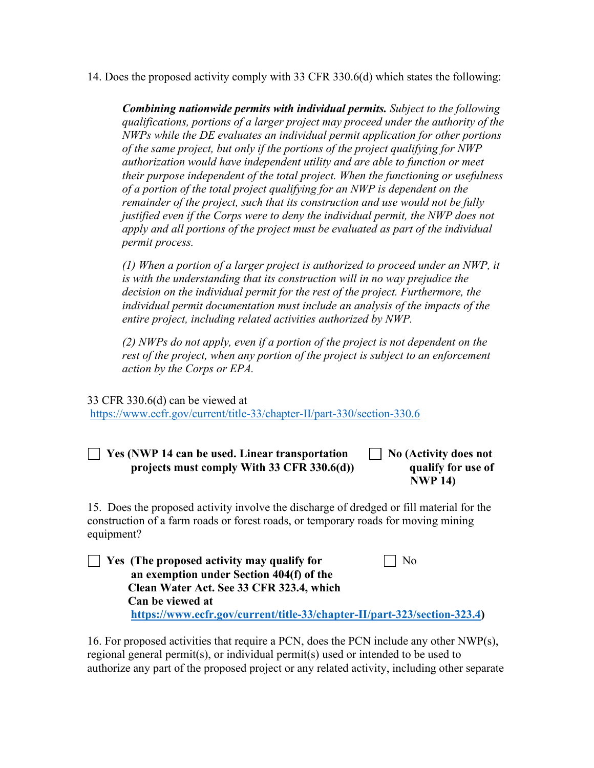14. Does the proposed activity comply with 33 CFR 330.6(d) which states the following:

> ***Combining nationwide permits with individual permits.*** *Subject to the following qualifications, portions of a larger project may proceed under the authority of the NWPs while the DE evaluates an individual permit application for other portions of the same project, but only if the portions of the project qualifying for NWP authorization would have independent utility and are able to function or meet their purpose independent of the total project. When the functioning or usefulness of a portion of the total project qualifying for an NWP is dependent on the remainder of the project, such that its construction and use would not be fully justified even if the Corps were to deny the individual permit, the NWP does not apply and all portions of the project must be evaluated as part of the individual permit process.*
>
> *(1) When a portion of a larger project is authorized to proceed under an NWP, it is with the understanding that its construction will in no way prejudice the decision on the individual permit for the rest of the project. Furthermore, the individual permit documentation must include an analysis of the impacts of the entire project, including related activities authorized by NWP.*
>
> *(2) NWPs do not apply, even if a portion of the project is not dependent on the rest of the project, when any portion of the project is subject to an enforcement action by the Corps or EPA.*

33 CFR 330.6(d) can be viewed at https://www.ecfr.gov/current/title-33/chapter-II/part-330/section-330.6

☐ **Yes (NWP 14 can be used. Linear transportation projects must comply With 33 CFR 330.6(d))**

☐ **No (Activity does not qualify for use of NWP 14)**

15. Does the proposed activity involve the discharge of dredged or fill material for the construction of a farm roads or forest roads, or temporary roads for moving mining equipment?

☐ **Yes (The proposed activity may qualify for an exemption under Section 404(f) of the Clean Water Act. See 33 CFR 323.4, which Can be viewed at https://www.ecfr.gov/current/title-33/chapter-II/part-323/section-323.4)**

☐ No

16. For proposed activities that require a PCN, does the PCN include any other NWP(s), regional general permit(s), or individual permit(s) used or intended to be used to authorize any part of the proposed project or any related activity, including other separate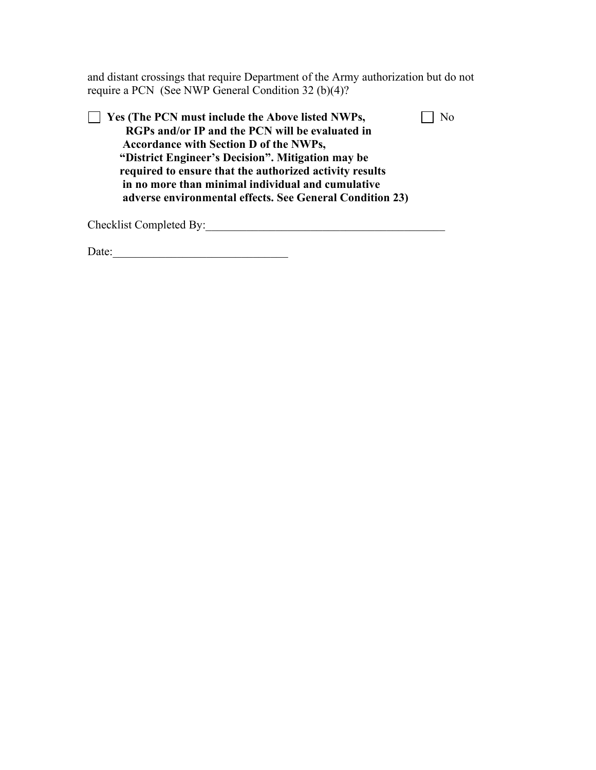and distant crossings that require Department of the Army authorization but do not require a PCN (See NWP General Condition 32 (b)(4)?

☐ **Yes (The PCN must include the Above listed NWPs, RGPs and/or IP and the PCN will be evaluated in Accordance with Section D of the NWPs, "District Engineer's Decision". Mitigation may be required to ensure that the authorized activity results in no more than minimal individual and cumulative adverse environmental effects. See General Condition 23)**

☐ No

Checklist Completed By:_________________________________________

Date:______________________________